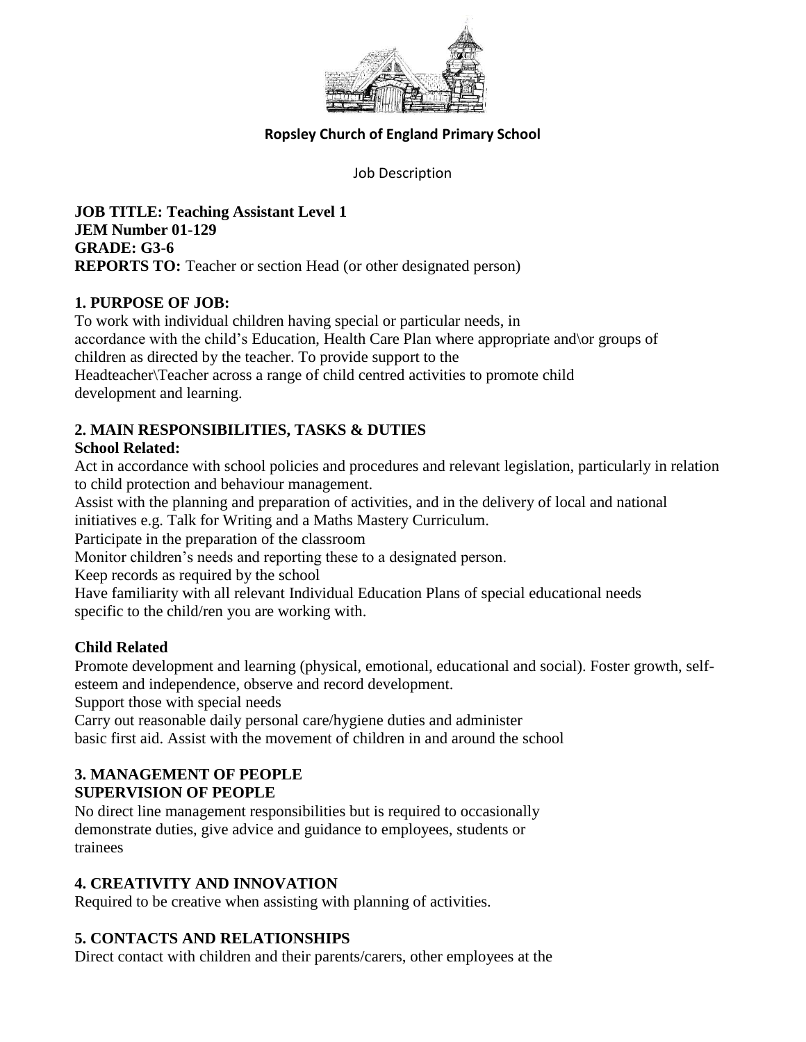**Ropsley Church of England Primary School**

Job Description

**JOB TITLE: Teaching Assistant Level 1**
**JEM Number 01-129**
**GRADE: G3-6**
**REPORTS TO:** Teacher or section Head (or other designated person)

## 1. PURPOSE OF JOB:

To work with individual children having special or particular needs, in accordance with the child's Education, Health Care Plan where appropriate and\or groups of children as directed by the teacher. To provide support to the Headteacher\Teacher across a range of child centred activities to promote child development and learning.

## 2. MAIN RESPONSIBILITIES, TASKS & DUTIES

### School Related:

Act in accordance with school policies and procedures and relevant legislation, particularly in relation to child protection and behaviour management.

Assist with the planning and preparation of activities, and in the delivery of local and national initiatives e.g. Talk for Writing and a Maths Mastery Curriculum.

Participate in the preparation of the classroom

Monitor children's needs and reporting these to a designated person.

Keep records as required by the school

Have familiarity with all relevant Individual Education Plans of special educational needs specific to the child/ren you are working with.

### Child Related

Promote development and learning (physical, emotional, educational and social). Foster growth, self-esteem and independence, observe and record development.

Support those with special needs

Carry out reasonable daily personal care/hygiene duties and administer basic first aid. Assist with the movement of children in and around the school

## 3. MANAGEMENT OF PEOPLE

### SUPERVISION OF PEOPLE

No direct line management responsibilities but is required to occasionally demonstrate duties, give advice and guidance to employees, students or trainees

## 4. CREATIVITY AND INNOVATION

Required to be creative when assisting with planning of activities.

## 5. CONTACTS AND RELATIONSHIPS

Direct contact with children and their parents/carers, other employees at the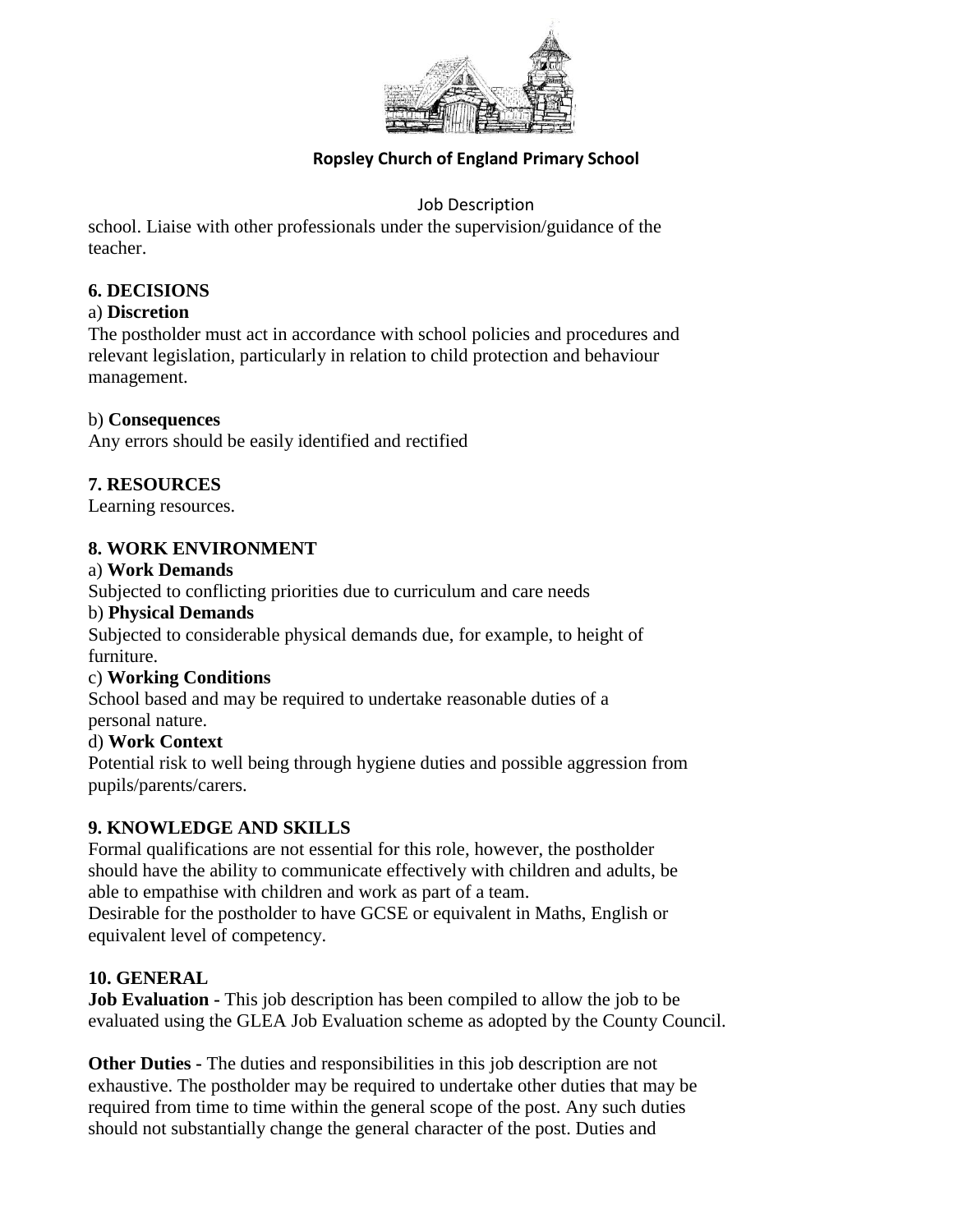school. Liaise with other professionals under the supervision/guidance of the teacher.

**6. DECISIONS**

a) **Discretion**

The postholder must act in accordance with school policies and procedures and relevant legislation, particularly in relation to child protection and behaviour management.

b) **Consequences**

Any errors should be easily identified and rectified

**7. RESOURCES**

Learning resources.

**8. WORK ENVIRONMENT**

a) **Work Demands**

Subjected to conflicting priorities due to curriculum and care needs

b) **Physical Demands**

Subjected to considerable physical demands due, for example, to height of furniture.

c) **Working Conditions**

School based and may be required to undertake reasonable duties of a personal nature.

d) **Work Context**

Potential risk to well being through hygiene duties and possible aggression from pupils/parents/carers.

**9. KNOWLEDGE AND SKILLS**

Formal qualifications are not essential for this role, however, the postholder should have the ability to communicate effectively with children and adults, be able to empathise with children and work as part of a team.
Desirable for the postholder to have GCSE or equivalent in Maths, English or equivalent level of competency.

**10. GENERAL**

**Job Evaluation -** This job description has been compiled to allow the job to be evaluated using the GLEA Job Evaluation scheme as adopted by the County Council.

**Other Duties -** The duties and responsibilities in this job description are not exhaustive. The postholder may be required to undertake other duties that may be required from time to time within the general scope of the post. Any such duties should not substantially change the general character of the post. Duties and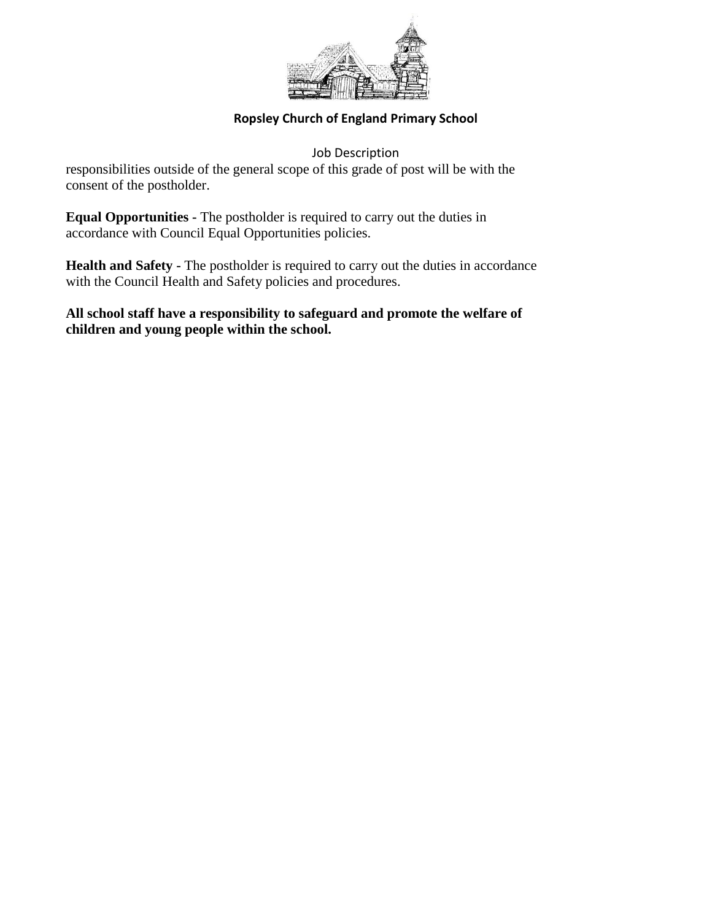responsibilities outside of the general scope of this grade of post will be with the consent of the postholder.

**Equal Opportunities -** The postholder is required to carry out the duties in accordance with Council Equal Opportunities policies.

**Health and Safety -** The postholder is required to carry out the duties in accordance with the Council Health and Safety policies and procedures.

**All school staff have a responsibility to safeguard and promote the welfare of children and young people within the school.**